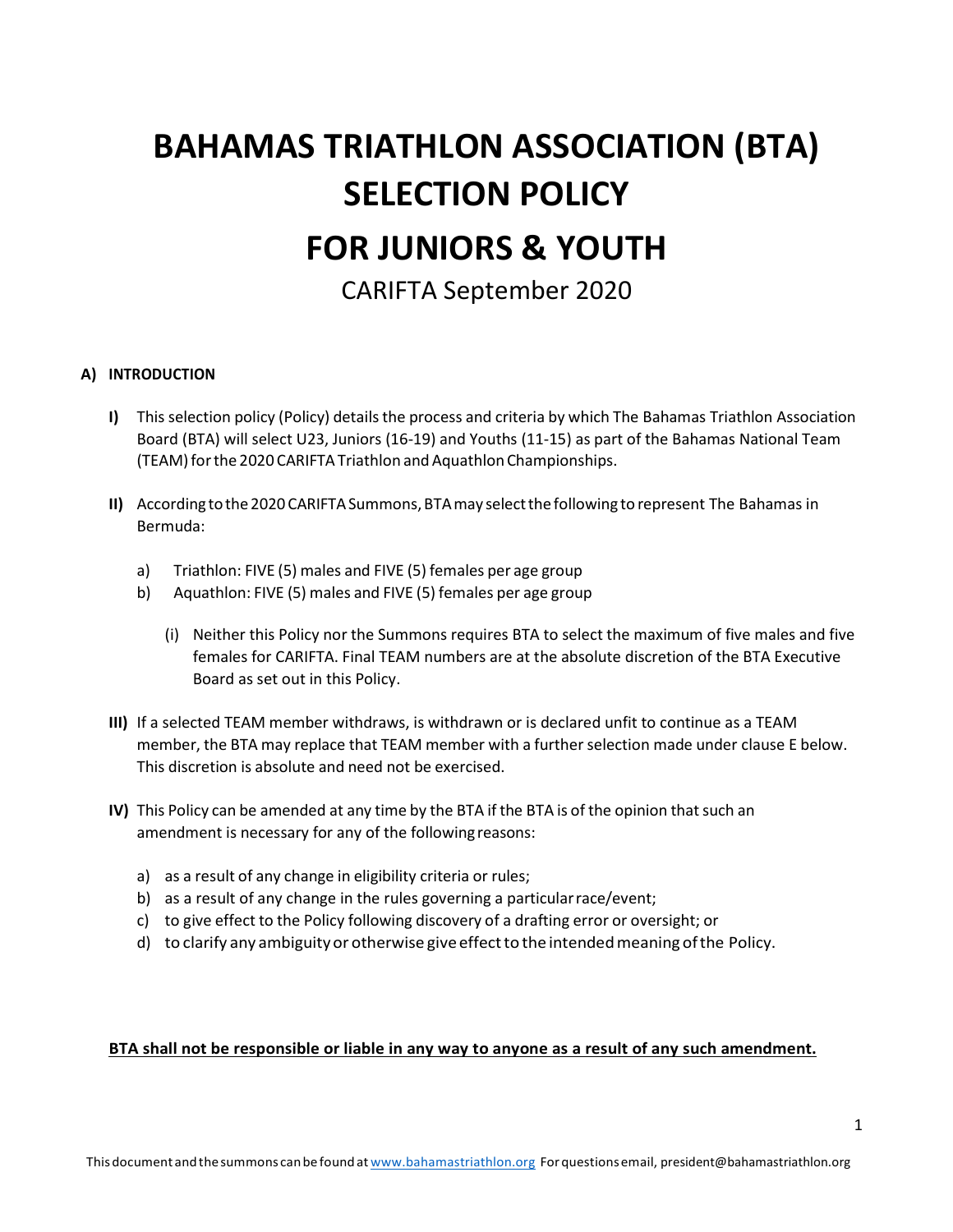# BAHAMAS TRIATHLON ASSOCIATION (BTA) SELECTION POLICY

# FOR JUNIORS & YOUTH

## CARIFTA September 2020

### A) INTRODUCTION

**I)** This selection policy (Policy) details the process and criteria by which The Bahamas Triathlon Association Board (BTA) will select U23, Juniors (16-19) and Youths (11-15) as part of the Bahamas National Team (TEAM) for the 2020 CARIFTA Triathlon and Aquathlon Championships.

**II)** According to the 2020 CARIFTA Summons, BTA may select the following to represent The Bahamas in Bermuda:

a) Triathlon: FIVE (5) males and FIVE (5) females per age group

b) Aquathlon: FIVE (5) males and FIVE (5) females per age group

(i) Neither this Policy nor the Summons requires BTA to select the maximum of five males and five females for CARIFTA. Final TEAM numbers are at the absolute discretion of the BTA Executive Board as set out in this Policy.

**III)** If a selected TEAM member withdraws, is withdrawn or is declared unfit to continue as a TEAM member, the BTA may replace that TEAM member with a further selection made under clause E below. This discretion is absolute and need not be exercised.

**IV)** This Policy can be amended at any time by the BTA if the BTA is of the opinion that such an amendment is necessary for any of the following reasons:

a) as a result of any change in eligibility criteria or rules;

b) as a result of any change in the rules governing a particular race/event;

c) to give effect to the Policy following discovery of a drafting error or oversight; or

d) to clarify any ambiguity or otherwise give effect to the intended meaning of the Policy.

**BTA shall not be responsible or liable in any way to anyone as a result of any such amendment.**

This document and the summons can be found at www.bahamastriathlon.org For questions email, president@bahamastriathlon.org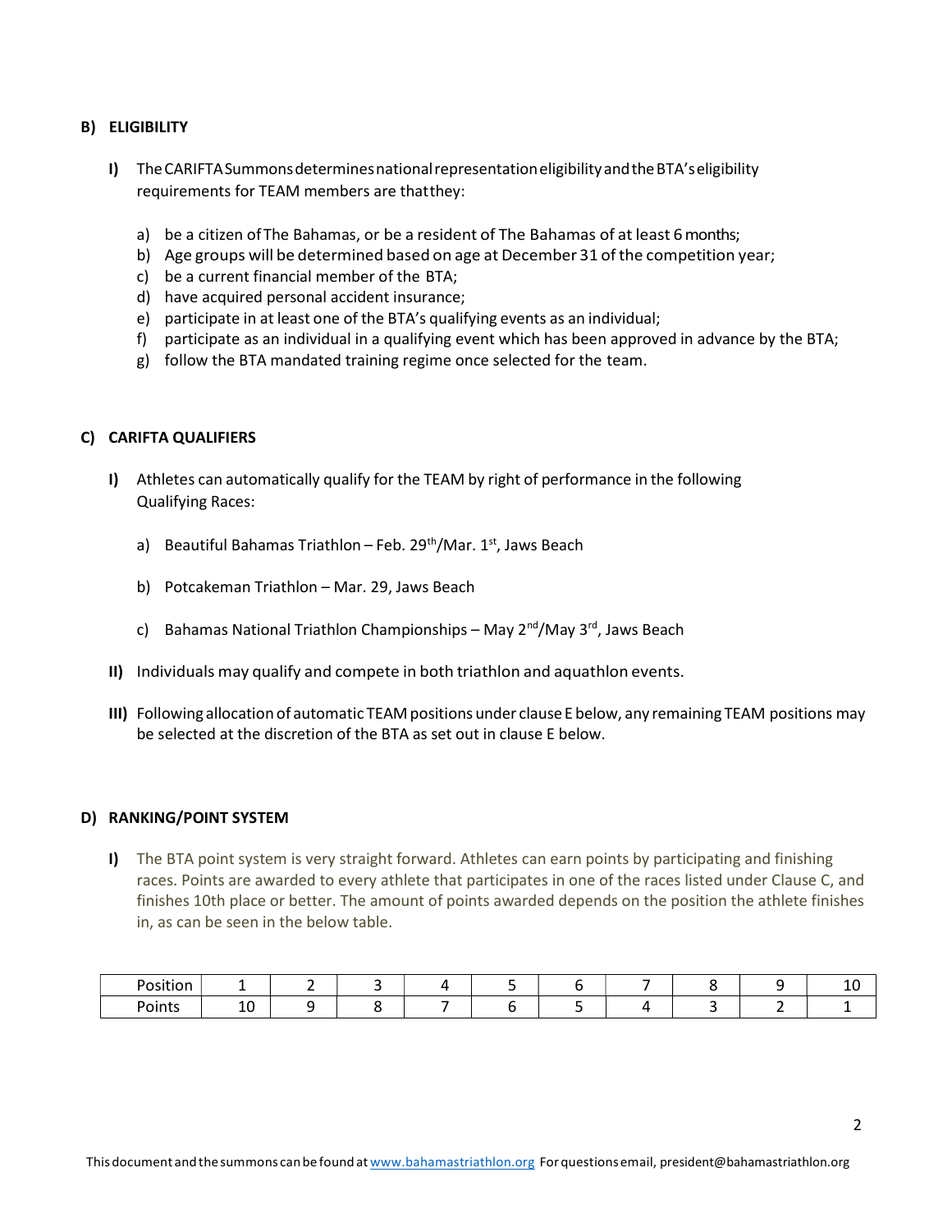## B) ELIGIBILITY

**I)** The CARIFTA Summons determines national representation eligibility and the BTA's eligibility requirements for TEAM members are that they:

a) be a citizen of The Bahamas, or be a resident of The Bahamas of at least 6 months;
b) Age groups will be determined based on age at December 31 of the competition year;
c) be a current financial member of the BTA;
d) have acquired personal accident insurance;
e) participate in at least one of the BTA's qualifying events as an individual;
f) participate as an individual in a qualifying event which has been approved in advance by the BTA;
g) follow the BTA mandated training regime once selected for the team.

## C) CARIFTA QUALIFIERS

**I)** Athletes can automatically qualify for the TEAM by right of performance in the following Qualifying Races:

a) Beautiful Bahamas Triathlon – Feb. 29th/Mar. 1st, Jaws Beach

b) Potcakeman Triathlon – Mar. 29, Jaws Beach

c) Bahamas National Triathlon Championships – May 2nd/May 3rd, Jaws Beach

**II)** Individuals may qualify and compete in both triathlon and aquathlon events.

**III)** Following allocation of automatic TEAM positions under clause E below, any remaining TEAM positions may be selected at the discretion of the BTA as set out in clause E below.

## D) RANKING/POINT SYSTEM

**I)** The BTA point system is very straight forward. Athletes can earn points by participating and finishing races. Points are awarded to every athlete that participates in one of the races listed under Clause C, and finishes 10th place or better. The amount of points awarded depends on the position the athlete finishes in, as can be seen in the below table.

| Position | 1 | 2 | 3 | 4 | 5 | 6 | 7 | 8 | 9 | 10 |
|---|---|---|---|---|---|---|---|---|---|---|
| Points | 10 | 9 | 8 | 7 | 6 | 5 | 4 | 3 | 2 | 1 |

This document and the summons can be found at www.bahamastriathlon.org For questions email, president@bahamastriathlon.org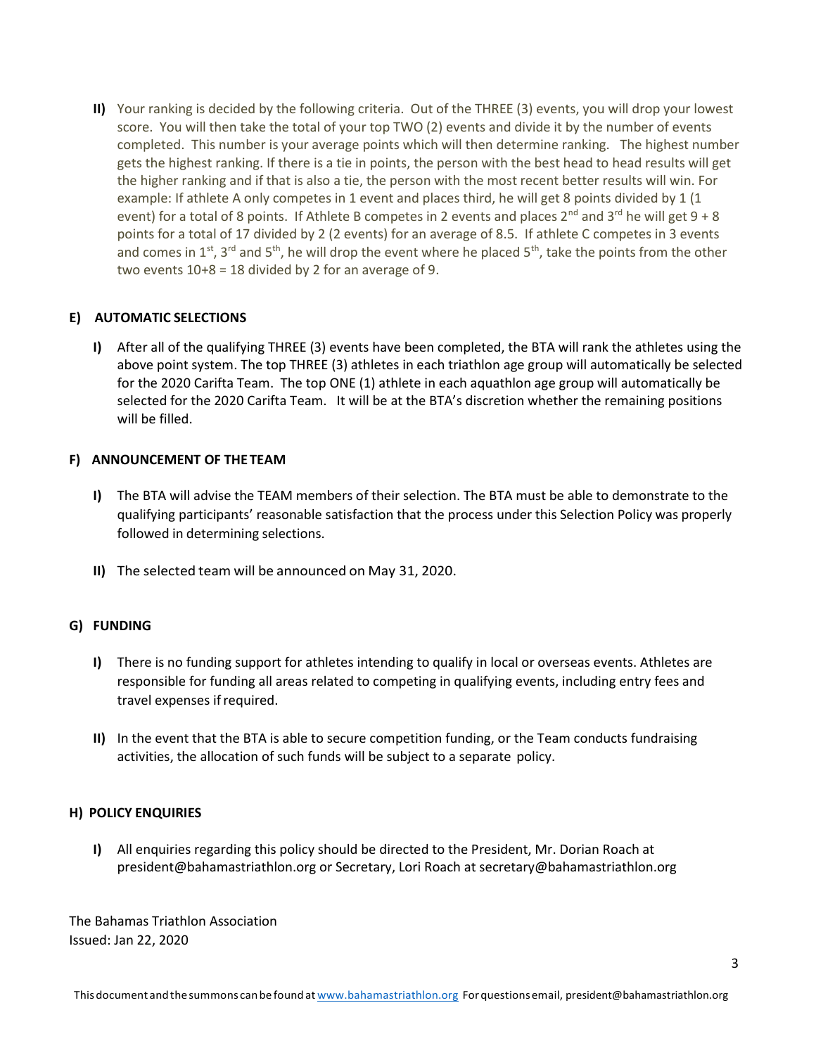**II)** Your ranking is decided by the following criteria. Out of the THREE (3) events, you will drop your lowest score. You will then take the total of your top TWO (2) events and divide it by the number of events completed. This number is your average points which will then determine ranking. The highest number gets the highest ranking. If there is a tie in points, the person with the best head to head results will get the higher ranking and if that is also a tie, the person with the most recent better results will win. For example: If athlete A only competes in 1 event and places third, he will get 8 points divided by 1 (1 event) for a total of 8 points. If Athlete B competes in 2 events and places 2nd and 3rd he will get 9 + 8 points for a total of 17 divided by 2 (2 events) for an average of 8.5. If athlete C competes in 3 events and comes in 1st, 3rd and 5th, he will drop the event where he placed 5th, take the points from the other two events 10+8 = 18 divided by 2 for an average of 9.

### E) AUTOMATIC SELECTIONS

**I)** After all of the qualifying THREE (3) events have been completed, the BTA will rank the athletes using the above point system. The top THREE (3) athletes in each triathlon age group will automatically be selected for the 2020 Carifta Team. The top ONE (1) athlete in each aquathlon age group will automatically be selected for the 2020 Carifta Team. It will be at the BTA's discretion whether the remaining positions will be filled.

### F) ANNOUNCEMENT OF THE TEAM

**I)** The BTA will advise the TEAM members of their selection. The BTA must be able to demonstrate to the qualifying participants' reasonable satisfaction that the process under this Selection Policy was properly followed in determining selections.

**II)** The selected team will be announced on May 31, 2020.

### G) FUNDING

**I)** There is no funding support for athletes intending to qualify in local or overseas events. Athletes are responsible for funding all areas related to competing in qualifying events, including entry fees and travel expenses if required.

**II)** In the event that the BTA is able to secure competition funding, or the Team conducts fundraising activities, the allocation of such funds will be subject to a separate policy.

### H) POLICY ENQUIRIES

**I)** All enquiries regarding this policy should be directed to the President, Mr. Dorian Roach at president@bahamastriathlon.org or Secretary, Lori Roach at secretary@bahamastriathlon.org

The Bahamas Triathlon Association
Issued: Jan 22, 2020